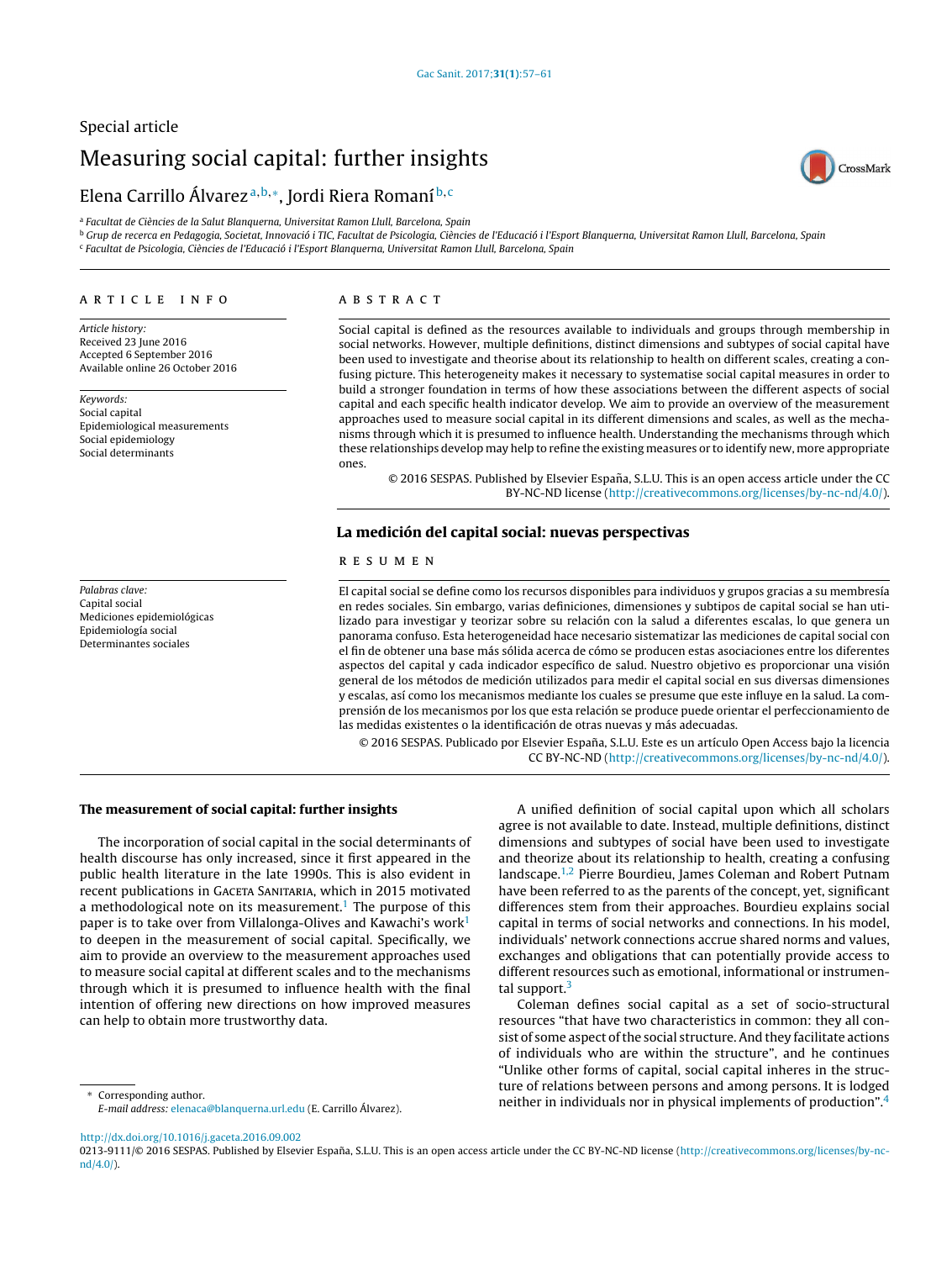Special article

# Measuring social capital: further insights

Elena Carrillo Álvarez[a,b,*], Jordi Riera Romaní[b,c]

[a] Facultat de Ciències de la Salut Blanquerna, Universitat Ramon Llull, Barcelona, Spain
[b] Grup de recerca en Pedagogia, Societat, Innovació i TIC, Facultat de Psicologia, Ciències de l'Educació i l'Esport Blanquerna, Universitat Ramon Llull, Barcelona, Spain
[c] Facultat de Psicologia, Ciències de l'Educació i l'Esport Blanquerna, Universitat Ramon Llull, Barcelona, Spain

**ARTICLE INFO**

*Article history:*
Received 23 June 2016
Accepted 6 September 2016
Available online 26 October 2016

*Keywords:*
Social capital
Epidemiological measurements
Social epidemiology
Social determinants

**ABSTRACT**

Social capital is defined as the resources available to individuals and groups through membership in social networks. However, multiple definitions, distinct dimensions and subtypes of social capital have been used to investigate and theorise about its relationship to health on different scales, creating a confusing picture. This heterogeneity makes it necessary to systematise social capital measures in order to build a stronger foundation in terms of how these associations between the different aspects of social capital and each specific health indicator develop. We aim to provide an overview of the measurement approaches used to measure social capital in its different dimensions and scales, as well as the mechanisms through which it is presumed to influence health. Understanding the mechanisms through which these relationships develop may help to refine the existing measures or to identify new, more appropriate ones.

© 2016 SESPAS. Published by Elsevier España, S.L.U. This is an open access article under the CC BY-NC-ND license (http://creativecommons.org/licenses/by-nc-nd/4.0/).

## La medición del capital social: nuevas perspectivas

*Palabras clave:*
Capital social
Mediciones epidemiológicas
Epidemiología social
Determinantes sociales

**RESUMEN**

El capital social se define como los recursos disponibles para individuos y grupos gracias a su membresía en redes sociales. Sin embargo, varias definiciones, dimensiones y subtipos de capital social se han utilizado para investigar y teorizar sobre su relación con la salud a diferentes escalas, lo que genera un panorama confuso. Esta heterogeneidad hace necesario sistematizar las mediciones de capital social con el fin de obtener una base más sólida acerca de cómo se producen estas asociaciones entre los diferentes aspectos del capital social y cada indicador específico de salud. Nuestro objetivo es proporcionar una visión general de los métodos de medición utilizados para medir el capital social en sus diversas dimensiones y escalas, así como los mecanismos mediante los cuales se presume que este influye en la salud. La comprensión de los mecanismos por los que esta relación se produce puede orientar el perfeccionamiento de las medidas existentes o la identificación de otras nuevas y más adecuadas.

© 2016 SESPAS. Publicado por Elsevier España, S.L.U. Este es un artículo Open Access bajo la licencia CC BY-NC-ND (http://creativecommons.org/licenses/by-nc-nd/4.0/).

### The measurement of social capital: further insights

The incorporation of social capital in the social determinants of health discourse has only increased, since it first appeared in the public health literature in the late 1990s. This is also evident in recent publications in GACETA SANITARIA, which in 2015 motivated a methodological note on its measurement.[1] The purpose of this paper is to take over from Villalonga-Olives and Kawachi's work[1] to deepen in the measurement of social capital. Specifically, we aim to provide an overview to the measurement approaches used to measure social capital at different scales and to the mechanisms through which it is presumed to influence health with the final intention of offering new directions on how improved measures can help to obtain more trustworthy data.

A unified definition of social capital upon which all scholars agree is not available to date. Instead, multiple definitions, distinct dimensions and subtypes of social have been used to investigate and theorize about its relationship to health, creating a confusing landscape.[1,2] Pierre Bourdieu, James Coleman and Robert Putnam have been referred to as the parents of the concept, yet, significant differences stem from their approaches. Bourdieu explains social capital in terms of social networks and connections. In his model, individuals' network connections accrue shared norms and values, exchanges and obligations that can potentially provide access to different resources such as emotional, informational or instrumental support.[3]

Coleman defines social capital as a set of socio-structural resources "that have two characteristics in common: they all consist of some aspect of the social structure. And they facilitate actions of individuals who are within the structure", and he continues "Unlike other forms of capital, social capital inheres in the structure of relations between persons and among persons. It is lodged neither in individuals nor in physical implements of production".[4]

* Corresponding author.
*E-mail address:* elenaca@blanquerna.url.edu (E. Carrillo Álvarez).

http://dx.doi.org/10.1016/j.gaceta.2016.09.002
0213-9111/© 2016 SESPAS. Published by Elsevier España, S.L.U. This is an open access article under the CC BY-NC-ND license (http://creativecommons.org/licenses/by-nc-nd/4.0/).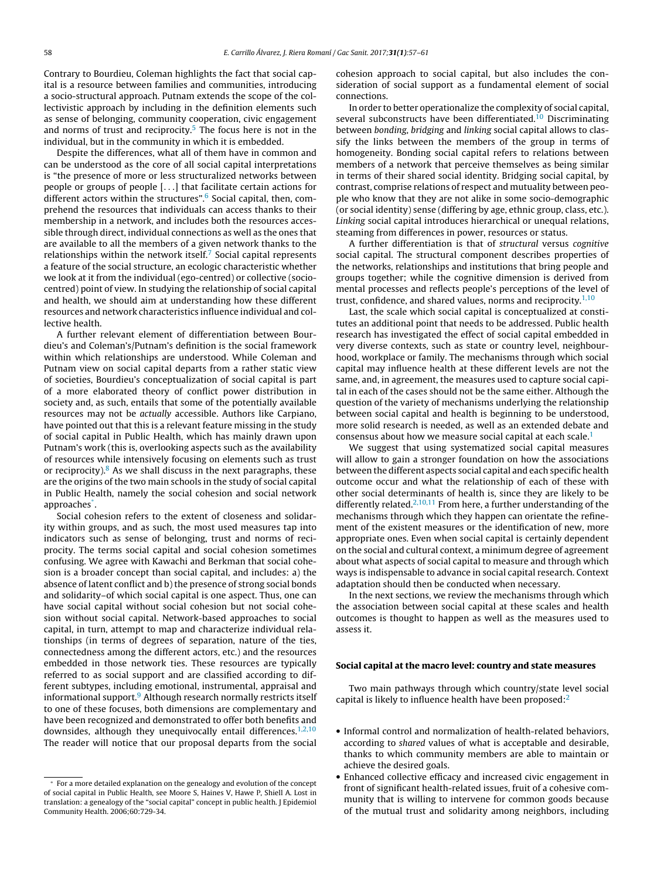Contrary to Bourdieu, Coleman highlights the fact that social capital is a resource between families and communities, introducing a socio-structural approach. Putnam extends the scope of the collectivistic approach by including in the definition elements such as sense of belonging, community cooperation, civic engagement and norms of trust and reciprocity.[5] The focus here is not in the individual, but in the community in which it is embedded.

Despite the differences, what all of them have in common and can be understood as the core of all social capital interpretations is "the presence of more or less structuralized networks between people or groups of people [. . .] that facilitate certain actions for different actors within the structures".[6] Social capital, then, comprehend the resources that individuals can access thanks to their membership in a network, and includes both the resources accessible through direct, individual connections as well as the ones that are available to all the members of a given network thanks to the relationships within the network itself.[7] Social capital represents a feature of the social structure, an ecologic characteristic whether we look at it from the individual (ego-centred) or collective (sociocentred) point of view. In studying the relationship of social capital and health, we should aim at understanding how these different resources and network characteristics influence individual and collective health.

A further relevant element of differentiation between Bourdieu's and Coleman's/Putnam's definition is the social framework within which relationships are understood. While Coleman and Putnam view on social capital departs from a rather static view of societies, Bourdieu's conceptualization of social capital is part of a more elaborated theory of conflict power distribution in society and, as such, entails that some of the potentially available resources may not be *actually* accessible. Authors like Carpiano, have pointed out that this is a relevant feature missing in the study of social capital in Public Health, which has mainly drawn upon Putnam's work (this is, overlooking aspects such as the availability of resources while intensively focusing on elements such as trust or reciprocity).[8] As we shall discuss in the next paragraphs, these are the origins of the two main schools in the study of social capital in Public Health, namely the social cohesion and social network approaches[*].

Social cohesion refers to the extent of closeness and solidarity within groups, and as such, the most used measures tap into indicators such as sense of belonging, trust and norms of reciprocity. The terms social capital and social cohesion sometimes confusing. We agree with Kawachi and Berkman that social cohesion is a broader concept than social capital, and includes: a) the absence of latent conflict and b) the presence of strong social bonds and solidarity–of which social capital is one aspect. Thus, one can have social capital without social cohesion but not social cohesion without social capital. Network-based approaches to social capital, in turn, attempt to map and characterize individual relationships (in terms of degrees of separation, nature of the ties, connectedness among the different actors, etc.) and the resources embedded in those network ties. These resources are typically referred to as social support and are classified according to different subtypes, including emotional, instrumental, appraisal and informational support.[9] Although research normally restricts itself to one of these focuses, both dimensions are complementary and have been recognized and demonstrated to offer both benefits and downsides, although they unequivocally entail differences.[1,2,10] The reader will notice that our proposal departs from the social cohesion approach to social capital, but also includes the consideration of social support as a fundamental element of social connections.

In order to better operationalize the complexity of social capital, several subconstructs have been differentiated.[10] Discriminating between *bonding*, *bridging* and *linking* social capital allows to classify the links between the members of the group in terms of homogeneity. Bonding social capital refers to relations between members of a network that perceive themselves as being similar in terms of their shared social identity. Bridging social capital, by contrast, comprise relations of respect and mutuality between people who know that they are not alike in some socio-demographic (or social identity) sense (differing by age, ethnic group, class, etc.). *Linking* social capital introduces hierarchical or unequal relations, steaming from differences in power, resources or status.

A further differentiation is that of *structural* versus *cognitive* social capital. The structural component describes properties of the networks, relationships and institutions that bring people and groups together; while the cognitive dimension is derived from mental processes and reflects people's perceptions of the level of trust, confidence, and shared values, norms and reciprocity.[1,10]

Last, the scale which social capital is conceptualized at constitutes an additional point that needs to be addressed. Public health research has investigated the effect of social capital embedded in very diverse contexts, such as state or country level, neighbourhood, workplace or family. The mechanisms through which social capital may influence health at these different levels are not the same, and, in agreement, the measures used to capture social capital in each of the cases should not be the same either. Although the question of the variety of mechanisms underlying the relationship between social capital and health is beginning to be understood, more solid research is needed, as well as an extended debate and consensus about how we measure social capital at each scale.[1]

We suggest that using systematized social capital measures will allow to gain a stronger foundation on how the associations between the different aspects social capital and each specific health outcome occur and what the relationship of each of these with other social determinants of health is, since they are likely to be differently related.[2,10,11] From here, a further understanding of the mechanisms through which they happen can orientate the refinement of the existent measures or the identification of new, more appropriate ones. Even when social capital is certainly dependent on the social and cultural context, a minimum degree of agreement about what aspects of social capital to measure and through which ways is indispensable to advance in social capital research. Context adaptation should then be conducted when necessary.

In the next sections, we review the mechanisms through which the association between social capital at these scales and health outcomes is thought to happen as well as the measures used to assess it.

### Social capital at the macro level: country and state measures

Two main pathways through which country/state level social capital is likely to influence health have been proposed:[2]

- Informal control and normalization of health-related behaviors, according to *shared* values of what is acceptable and desirable, thanks to which community members are able to maintain or achieve the desired goals.
- Enhanced collective efficacy and increased civic engagement in front of significant health-related issues, fruit of a cohesive community that is willing to intervene for common goods because of the mutual trust and solidarity among neighbors, including

[*] For a more detailed explanation on the genealogy and evolution of the concept of social capital in Public Health, see Moore S, Haines V, Hawe P, Shiell A. Lost in translation: a genealogy of the "social capital" concept in public health. J Epidemiol Community Health. 2006;60:729-34.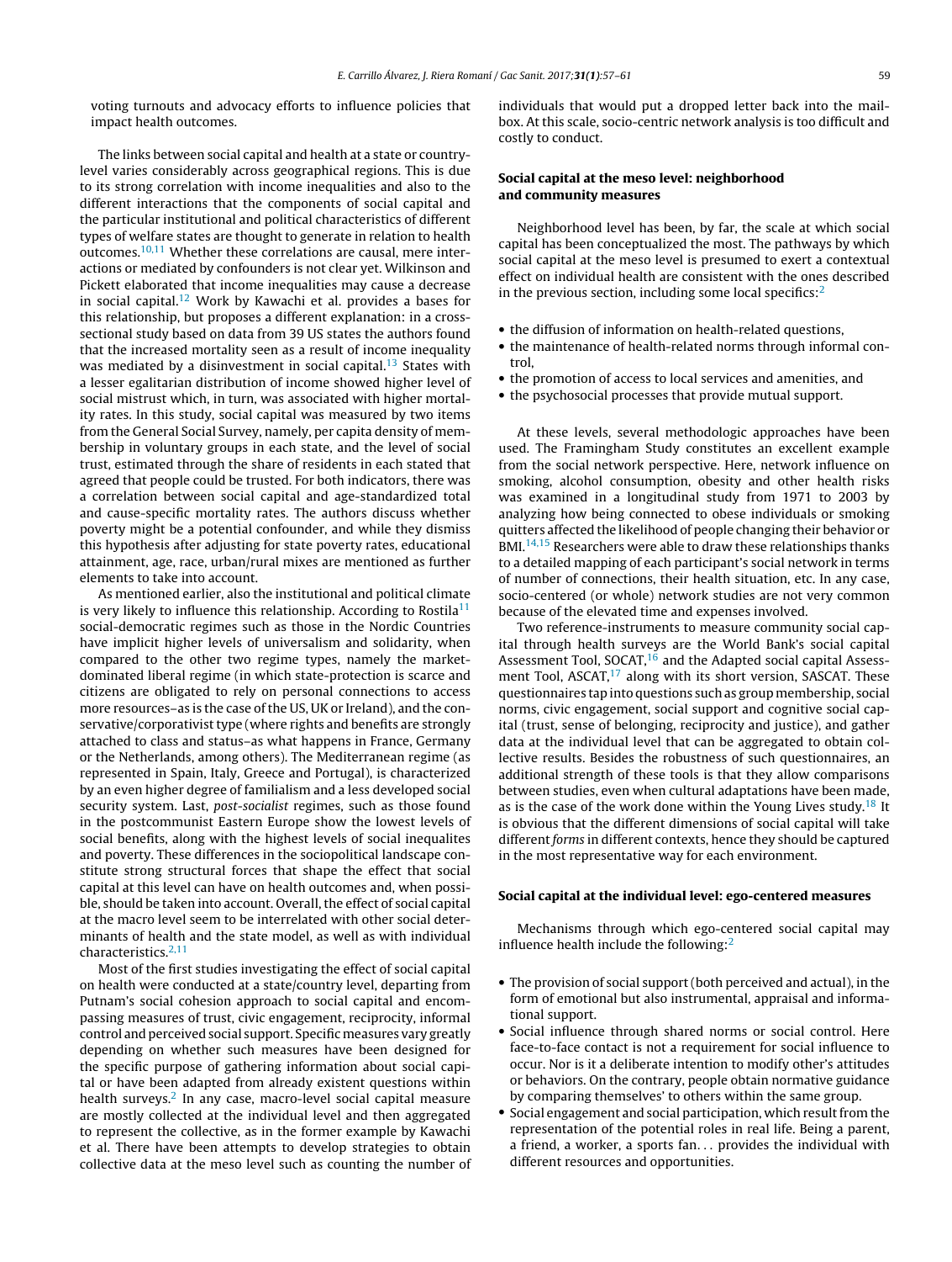voting turnouts and advocacy efforts to influence policies that impact health outcomes.

The links between social capital and health at a state or country-level varies considerably across geographical regions. This is due to its strong correlation with income inequalities and also to the different interactions that the components of social capital and the particular institutional and political characteristics of different types of welfare states are thought to generate in relation to health outcomes.[10,11] Whether these correlations are causal, mere interactions or mediated by confounders is not clear yet. Wilkinson and Pickett elaborated that income inequalities may cause a decrease in social capital.[12] Work by Kawachi et al. provides a bases for this relationship, but proposes a different explanation: in a cross-sectional study based on data from 39 US states the authors found that the increased mortality seen as a result of income inequality was mediated by a disinvestment in social capital.[13] States with a lesser egalitarian distribution of income showed higher level of social mistrust which, in turn, was associated with higher mortality rates. In this study, social capital was measured by two items from the General Social Survey, namely, per capita density of membership in voluntary groups in each state, and the level of social trust, estimated through the share of residents in each stated that agreed that people could be trusted. For both indicators, there was a correlation between social capital and age-standardized total and cause-specific mortality rates. The authors discuss whether poverty might be a potential confounder, and while they dismiss this hypothesis after adjusting for state poverty rates, educational attainment, age, race, urban/rural mixes are mentioned as further elements to take into account.

As mentioned earlier, also the institutional and political climate is very likely to influence this relationship. According to Rostila[11] social-democratic regimes such as those in the Nordic Countries have implicit higher levels of universalism and solidarity, when compared to the other two regime types, namely the market-dominated liberal regime (in which state-protection is scarce and citizens are obligated to rely on personal connections to access more resources–as is the case of the US, UK or Ireland), and the conservative/corporativist type (where rights and benefits are strongly attached to class and status–as what happens in France, Germany or the Netherlands, among others). The Mediterranean regime (as represented in Spain, Italy, Greece and Portugal), is characterized by an even higher degree of familialism and a less developed social security system. Last, *post-socialist* regimes, such as those found in the postcommunist Eastern Europe show the lowest levels of social benefits, along with the highest levels of social inequalites and poverty. These differences in the sociopolitical landscape constitute strong structural forces that shape the effect that social capital at this level can have on health outcomes and, when possible, should be taken into account. Overall, the effect of social capital at the macro level seem to be interrelated with other social determinants of health and the state model, as well as with individual characteristics.[2,11]

Most of the first studies investigating the effect of social capital on health were conducted at a state/country level, departing from Putnam's social cohesion approach to social capital and encompassing measures of trust, civic engagement, reciprocity, informal control and perceived social support. Specific measures vary greatly depending on whether such measures have been designed for the specific purpose of gathering information about social capital or have been adapted from already existent questions within health surveys.[2] In any case, macro-level social capital measure are mostly collected at the individual level and then aggregated to represent the collective, as in the former example by Kawachi et al. There have been attempts to develop strategies to obtain collective data at the meso level such as counting the number of individuals that would put a dropped letter back into the mailbox. At this scale, socio-centric network analysis is too difficult and costly to conduct.

### Social capital at the meso level: neighborhood and community measures

Neighborhood level has been, by far, the scale at which social capital has been conceptualized the most. The pathways by which social capital at the meso level is presumed to exert a contextual effect on individual health are consistent with the ones described in the previous section, including some local specifics:[2]

- the diffusion of information on health-related questions,
- the maintenance of health-related norms through informal control,
- the promotion of access to local services and amenities, and
- the psychosocial processes that provide mutual support.

At these levels, several methodologic approaches have been used. The Framingham Study constitutes an excellent example from the social network perspective. Here, network influence on smoking, alcohol consumption, obesity and other health risks was examined in a longitudinal study from 1971 to 2003 by analyzing how being connected to obese individuals or smoking quitters affected the likelihood of people changing their behavior or BMI.[14,15] Researchers were able to draw these relationships thanks to a detailed mapping of each participant's social network in terms of number of connections, their health situation, etc. In any case, socio-centered (or whole) network studies are not very common because of the elevated time and expenses involved.

Two reference-instruments to measure community social capital through health surveys are the World Bank's social capital Assessment Tool, SOCAT,[16] and the Adapted social capital Assessment Tool, ASCAT,[17] along with its short version, SASCAT. These questionnaires tap into questions such as group membership, social norms, civic engagement, social support and cognitive social capital (trust, sense of belonging, reciprocity and justice), and gather data at the individual level that can be aggregated to obtain collective results. Besides the robustness of such questionnaires, an additional strength of these tools is that they allow comparisons between studies, even when cultural adaptations have been made, as is the case of the work done within the Young Lives study.[18] It is obvious that the different dimensions of social capital will take different *forms* in different contexts, hence they should be captured in the most representative way for each environment.

### Social capital at the individual level: ego-centered measures

Mechanisms through which ego-centered social capital may influence health include the following:[2]

- The provision of social support (both perceived and actual), in the form of emotional but also instrumental, appraisal and informational support.
- Social influence through shared norms or social control. Here face-to-face contact is not a requirement for social influence to occur. Nor is it a deliberate intention to modify other's attitudes or behaviors. On the contrary, people obtain normative guidance by comparing themselves' to others within the same group.
- Social engagement and social participation, which result from the representation of the potential roles in real life. Being a parent, a friend, a worker, a sports fan... provides the individual with different resources and opportunities.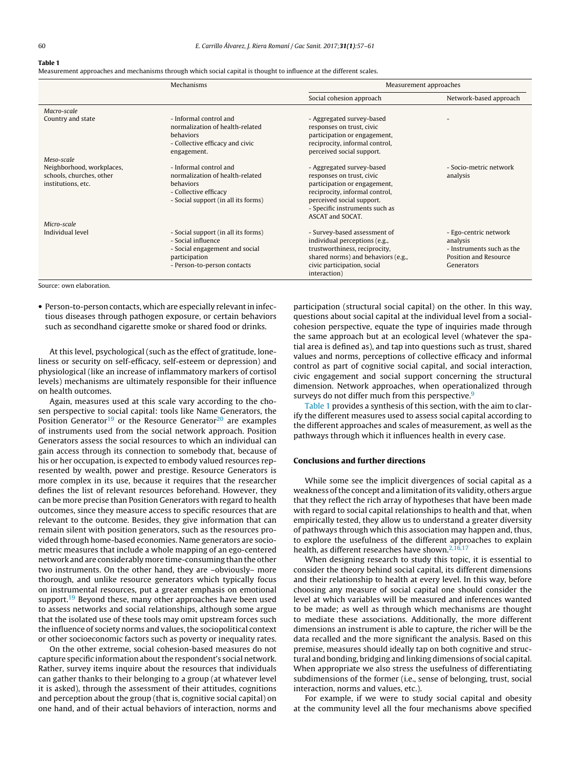**Table 1**
Measurement approaches and mechanisms through which social capital is thought to influence at the different scales.

| | Mechanisms | Measurement approaches | |
|---|---|---|---|
| | | Social cohesion approach | Network-based approach |
| *Macro-scale* | | | |
| Country and state | - Informal control and normalization of health-related behaviors<br>- Collective efficacy and civic engagement. | - Aggregated survey-based responses on trust, civic participation or engagement, reciprocity, informal control, perceived social support. | - |
| *Meso-scale* | | | |
| Neighborhood, workplaces, schools, churches, other institutions, etc. | - Informal control and normalization of health-related behaviors<br>- Collective efficacy<br>- Social support (in all its forms) | - Aggregated survey-based responses on trust, civic participation or engagement, reciprocity, informal control, perceived social support.<br>- Specific instruments such as ASCAT and SOCAT. | - Socio-metric network analysis |
| *Micro-scale* | | | |
| Individual level | - Social support (in all its forms)<br>- Social influence<br>- Social engagement and social participation<br>- Person-to-person contacts | - Survey-based assessment of individual perceptions (e.g., trustworthiness, reciprocity, shared norms) and behaviors (e.g., civic participation, social interaction) | - Ego-centric network analysis<br>- Instruments such as the Position and Resource Generators |

Source: own elaboration.

- Person-to-person contacts, which are especially relevant in infectious diseases through pathogen exposure, or certain behaviors such as secondhand cigarette smoke or shared food or drinks.

At this level, psychological (such as the effect of gratitude, loneliness or security on self-efficacy, self-esteem or depression) and physiological (like an increase of inflammatory markers of cortisol levels) mechanisms are ultimately responsible for their influence on health outcomes.

Again, measures used at this scale vary according to the chosen perspective to social capital: tools like Name Generators, the Position Generator[19] or the Resource Generator[20] are examples of instruments used from the social network approach. Position Generators assess the social resources to which an individual can gain access through its connection to somebody that, because of his or her occupation, is expected to embody valued resources represented by wealth, power and prestige. Resource Generators is more complex in its use, because it requires that the researcher defines the list of relevant resources beforehand. However, they can be more precise than Position Generators with regard to health outcomes, since they measure access to specific resources that are relevant to the outcome. Besides, they give information that can remain silent with position generators, such as the resources provided through home-based economies. Name generators are sociometric measures that include a whole mapping of an ego-centered network and are considerably more time-consuming than the other two instruments. On the other hand, they are –obviously– more thorough, and unlike resource generators which typically focus on instrumental resources, put a greater emphasis on emotional support.[19] Beyond these, many other approaches have been used to assess networks and social relationships, although some argue that the isolated use of these tools may omit upstream forces such the influence of society norms and values, the sociopolitical context or other socioeconomic factors such as poverty or inequality rates.

On the other extreme, social cohesion-based measures do not capture specific information about the respondent's social network. Rather, survey items inquire about the resources that individuals can gather thanks to their belonging to a group (at whatever level it is asked), through the assessment of their attitudes, cognitions and perception about the group (that is, cognitive social capital) on one hand, and of their actual behaviors of interaction, norms and participation (structural social capital) on the other. In this way, questions about social capital at the individual level from a social-cohesion perspective, equate the type of inquiries made through the same approach but at an ecological level (whatever the spatial area is defined as), and tap into questions such as trust, shared values and norms, perceptions of collective efficacy and informal control as part of cognitive social capital, and social interaction, civic engagement and social support concerning the structural dimension. Network approaches, when operationalized through surveys do not differ much from this perspective.[9]

Table 1 provides a synthesis of this section, with the aim to clarify the different measures used to assess social capital according to the different approaches and scales of measurement, as well as the pathways through which it influences health in every case.

## Conclusions and further directions

While some see the implicit divergences of social capital as a weakness of the concept and a limitation of its validity, others argue that they reflect the rich array of hypotheses that have been made with regard to social capital relationships to health and that, when empirically tested, they allow us to understand a greater diversity of pathways through which this association may happen and, thus, to explore the usefulness of the different approaches to explain health, as different researches have shown.[2,16,17]

When designing research to study this topic, it is essential to consider the theory behind social capital, its different dimensions and their relationship to health at every level. In this way, before choosing any measure of social capital one should consider the level at which variables will be measured and inferences wanted to be made; as well as through which mechanisms are thought to mediate these associations. Additionally, the more different dimensions an instrument is able to capture, the richer will be the data recalled and the more significant the analysis. Based on this premise, measures should ideally tap on both cognitive and structural and bonding, bridging and linking dimensions of social capital. When appropriate we also stress the usefulness of differentiating subdimensions of the former (i.e., sense of belonging, trust, social interaction, norms and values, etc.).

For example, if we were to study social capital and obesity at the community level all the four mechanisms above specified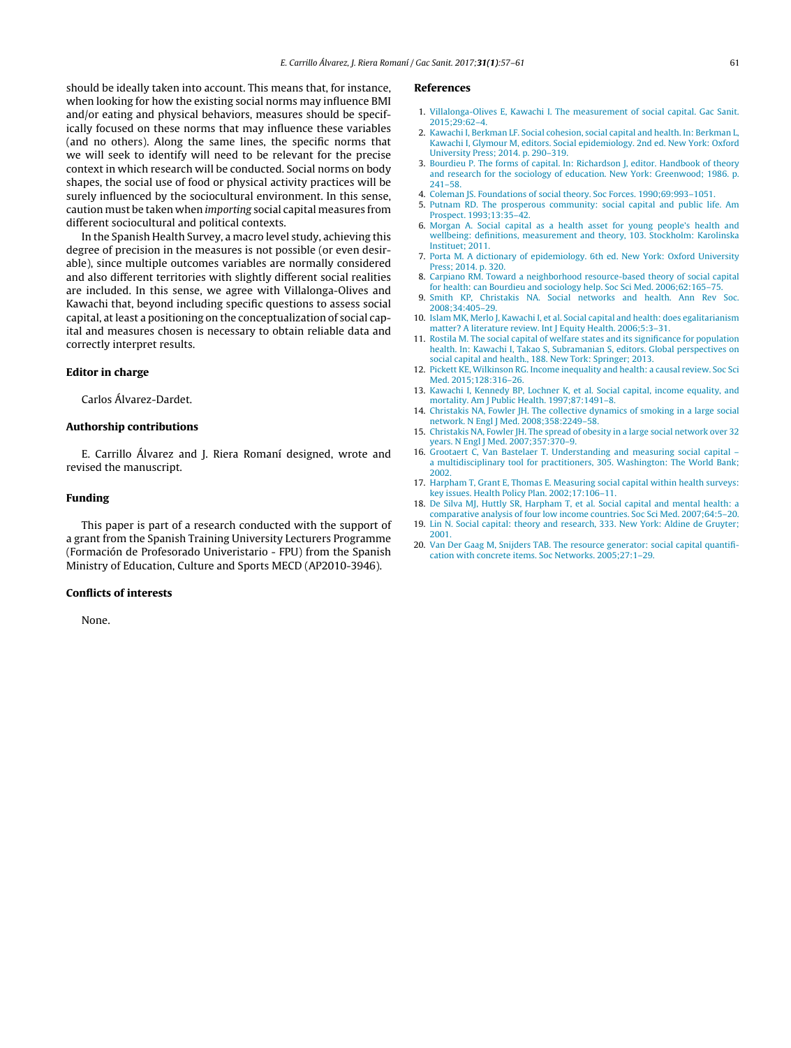should be ideally taken into account. This means that, for instance, when looking for how the existing social norms may influence BMI and/or eating and physical behaviors, measures should be specifically focused on these norms that may influence these variables (and no others). Along the same lines, the specific norms that we will seek to identify will need to be relevant for the precise context in which research will be conducted. Social norms on body shapes, the social use of food or physical activity practices will be surely influenced by the sociocultural environment. In this sense, caution must be taken when *importing* social capital measures from different sociocultural and political contexts.

In the Spanish Health Survey, a macro level study, achieving this degree of precision in the measures is not possible (or even desirable), since multiple outcomes variables are normally considered and also different territories with slightly different social realities are included. In this sense, we agree with Villalonga-Olives and Kawachi that, beyond including specific questions to assess social capital, at least a positioning on the conceptualization of social capital and measures chosen is necessary to obtain reliable data and correctly interpret results.

## Editor in charge

Carlos Álvarez-Dardet.

## Authorship contributions

E. Carrillo Álvarez and J. Riera Romaní designed, wrote and revised the manuscript.

## Funding

This paper is part of a research conducted with the support of a grant from the Spanish Training University Lecturers Programme (Formación de Profesorado Univeristario - FPU) from the Spanish Ministry of Education, Culture and Sports MECD (AP2010-3946).

## Conflicts of interests

None.

## References

1. Villalonga-Olives E, Kawachi I. The measurement of social capital. Gac Sanit. 2015;29:62–4.
2. Kawachi I, Berkman LF. Social cohesion, social capital and health. In: Berkman L, Kawachi I, Glymour M, editors. Social epidemiology. 2nd ed. New York: Oxford University Press; 2014. p. 290–319.
3. Bourdieu P. The forms of capital. In: Richardson J, editor. Handbook of theory and research for the sociology of education. New York: Greenwood; 1986. p. 241–58.
4. Coleman JS. Foundations of social theory. Soc Forces. 1990;69:993–1051.
5. Putnam RD. The prosperous community: social capital and public life. Am Prospect. 1993;13:35–42.
6. Morgan A. Social capital as a health asset for young people's health and wellbeing: definitions, measurement and theory, 103. Stockholm: Karolinska Instituet; 2011.
7. Porta M. A dictionary of epidemiology. 6th ed. New York: Oxford University Press; 2014. p. 320.
8. Carpiano RM. Toward a neighborhood resource-based theory of social capital for health: can Bourdieu and sociology help. Soc Sci Med. 2006;62:165–75.
9. Smith KP, Christakis NA. Social networks and health. Ann Rev Soc. 2008;34:405–29.
10. Islam MK, Merlo J, Kawachi I, et al. Social capital and health: does egalitarianism matter? A literature review. Int J Equity Health. 2006;5:3–31.
11. Rostila M. The social capital of welfare states and its significance for population health. In: Kawachi I, Takao S, Subramanian S, editors. Global perspectives on social capital and health., 188. New Tork: Springer; 2013.
12. Pickett KE, Wilkinson RG. Income inequality and health: a causal review. Soc Sci Med. 2015;128:316–26.
13. Kawachi I, Kennedy BP, Lochner K, et al. Social capital, income equality, and mortality. Am J Public Health. 1997;87:1491–8.
14. Christakis NA, Fowler JH. The collective dynamics of smoking in a large social network. N Engl J Med. 2008;358:2249–58.
15. Christakis NA, Fowler JH. The spread of obesity in a large social network over 32 years. N Engl J Med. 2007;357:370–9.
16. Grootaert C, Van Bastelaer T. Understanding and measuring social capital – a multidisciplinary tool for practitioners, 305. Washington: The World Bank; 2002.
17. Harpham T, Grant E, Thomas E. Measuring social capital within health surveys: key issues. Health Policy Plan. 2002;17:106–11.
18. De Silva MJ, Huttly SR, Harpham T, et al. Social capital and mental health: a comparative analysis of four low income countries. Soc Sci Med. 2007;64:5–20.
19. Lin N. Social capital: theory and research, 333. New York: Aldine de Gruyter; 2001.
20. Van Der Gaag M, Snijders TAB. The resource generator: social capital quantification with concrete items. Soc Networks. 2005;27:1–29.